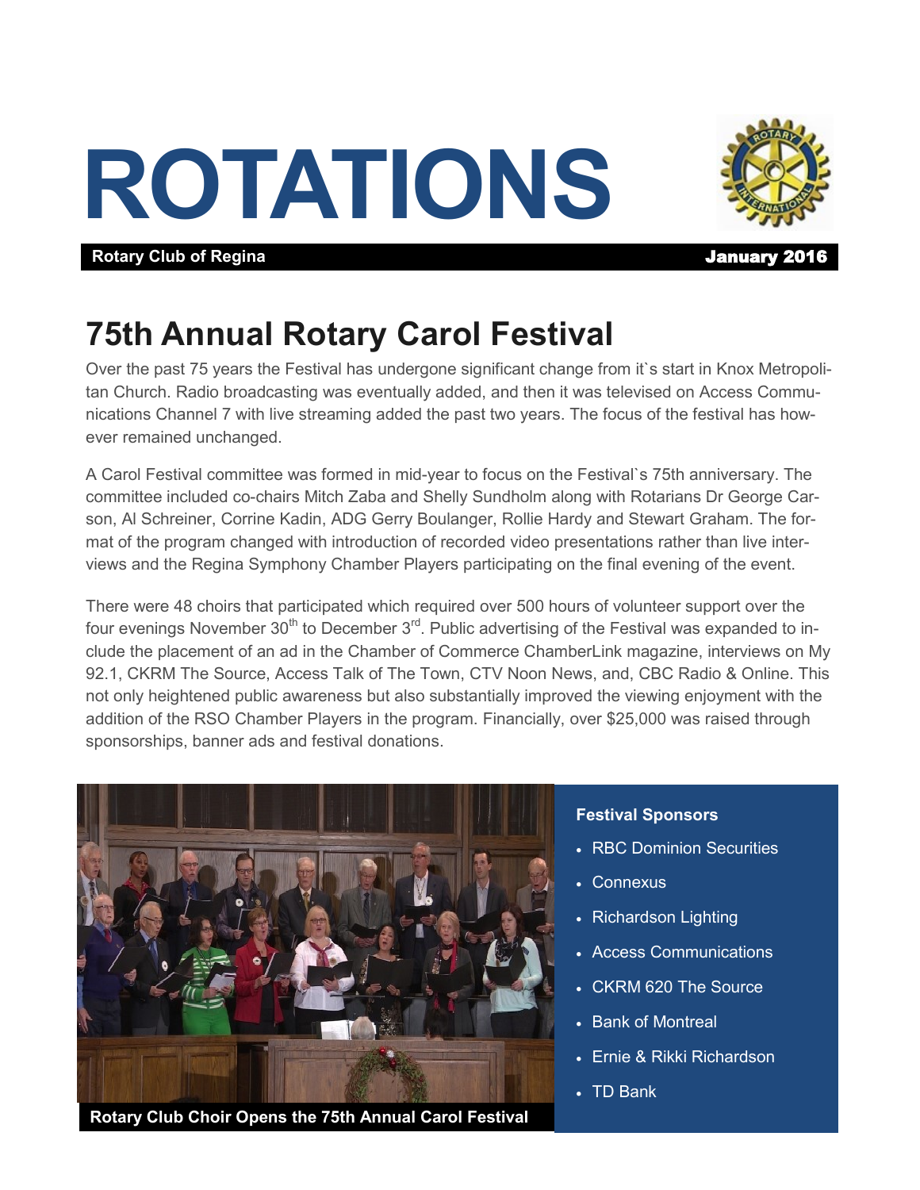# ROTATIONS

**Rotary Club of Regina** **January 2016**

## 75th Annual Rotary Carol Festival

Over the past 75 years the Festival has undergone significant change from it`s start in Knox Metropolitan Church. Radio broadcasting was eventually added, and then it was televised on Access Communications Channel 7 with live streaming added the past two years. The focus of the festival has however remained unchanged.

A Carol Festival committee was formed in mid-year to focus on the Festival`s 75th anniversary. The committee included co-chairs Mitch Zaba and Shelly Sundholm along with Rotarians Dr George Carson, Al Schreiner, Corrine Kadin, ADG Gerry Boulanger, Rollie Hardy and Stewart Graham. The format of the program changed with introduction of recorded video presentations rather than live interviews and the Regina Symphony Chamber Players participating on the final evening of the event.

There were 48 choirs that participated which required over 500 hours of volunteer support over the four evenings November 30th to December 3rd. Public advertising of the Festival was expanded to include the placement of an ad in the Chamber of Commerce ChamberLink magazine, interviews on My 92.1, CKRM The Source, Access Talk of The Town, CTV Noon News, and, CBC Radio & Online. This not only heightened public awareness but also substantially improved the viewing enjoyment with the addition of the RSO Chamber Players in the program. Financially, over $25,000 was raised through sponsorships, banner ads and festival donations.

**Rotary Club Choir Opens the 75th Annual Carol Festival**

**Festival Sponsors**

- RBC Dominion Securities
- Connexus
- Richardson Lighting
- Access Communications
- CKRM 620 The Source
- Bank of Montreal
- Ernie & Rikki Richardson
- TD Bank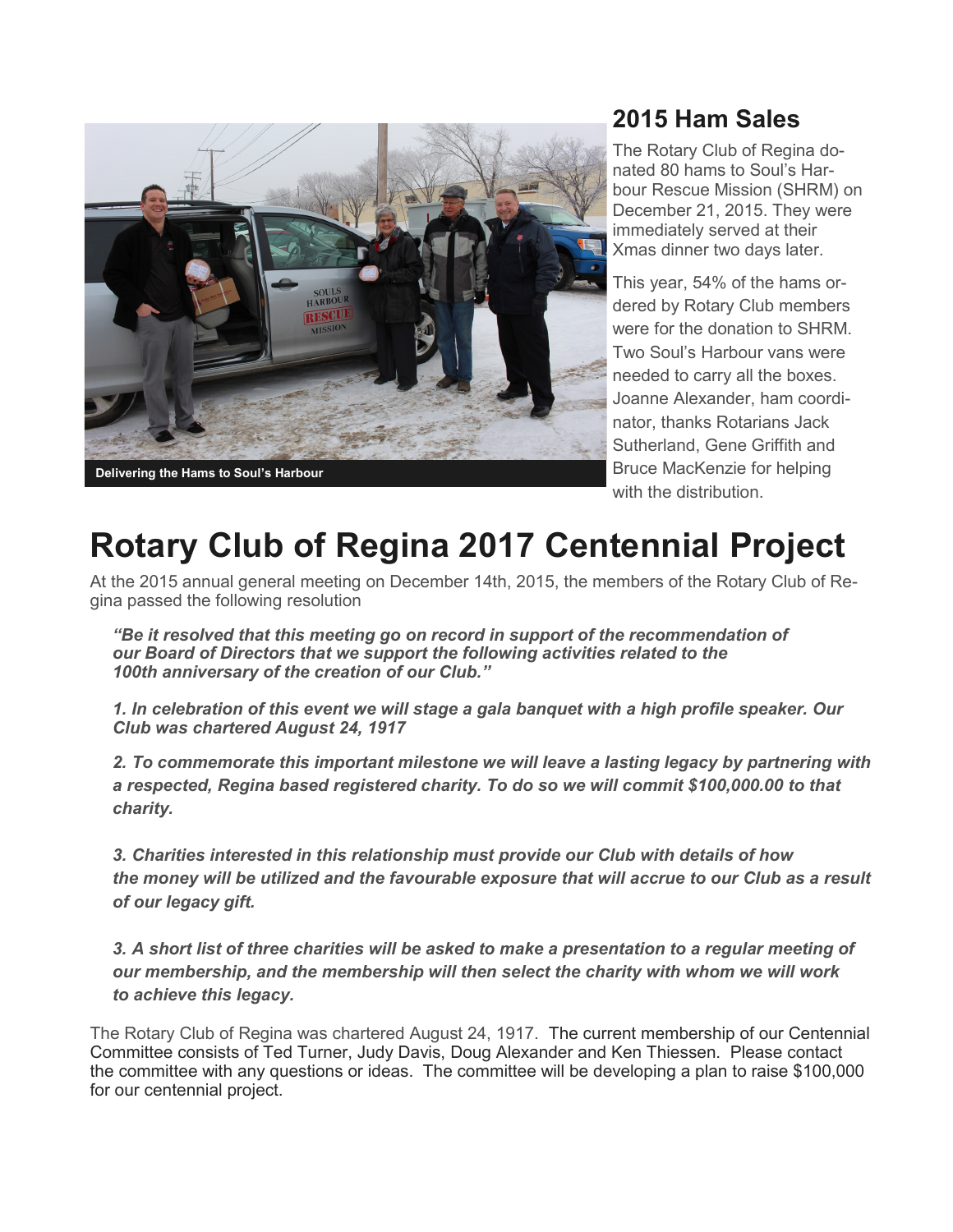## 2015 Ham Sales

Delivering the Hams to Soul's Harbour

The Rotary Club of Regina donated 80 hams to Soul's Harbour Rescue Mission (SHRM) on December 21, 2015. They were immediately served at their Xmas dinner two days later.

This year, 54% of the hams ordered by Rotary Club members were for the donation to SHRM. Two Soul's Harbour vans were needed to carry all the boxes. Joanne Alexander, ham coordinator, thanks Rotarians Jack Sutherland, Gene Griffith and Bruce MacKenzie for helping with the distribution.

# Rotary Club of Regina 2017 Centennial Project

At the 2015 annual general meeting on December 14th, 2015, the members of the Rotary Club of Regina passed the following resolution

***"Be it resolved that this meeting go on record in support of the recommendation of our Board of Directors that we support the following activities related to the 100th anniversary of the creation of our Club."***

***1. In celebration of this event we will stage a gala banquet with a high profile speaker. Our Club was chartered August 24, 1917***

***2. To commemorate this important milestone we will leave a lasting legacy by partnering with a respected, Regina based registered charity. To do so we will commit $100,000.00 to that charity.***

***3. Charities interested in this relationship must provide our Club with details of how the money will be utilized and the favourable exposure that will accrue to our Club as a result of our legacy gift.***

***3. A short list of three charities will be asked to make a presentation to a regular meeting of our membership, and the membership will then select the charity with whom we will work to achieve this legacy.***

The Rotary Club of Regina was chartered August 24, 1917. The current membership of our Centennial Committee consists of Ted Turner, Judy Davis, Doug Alexander and Ken Thiessen. Please contact the committee with any questions or ideas. The committee will be developing a plan to raise $100,000 for our centennial project.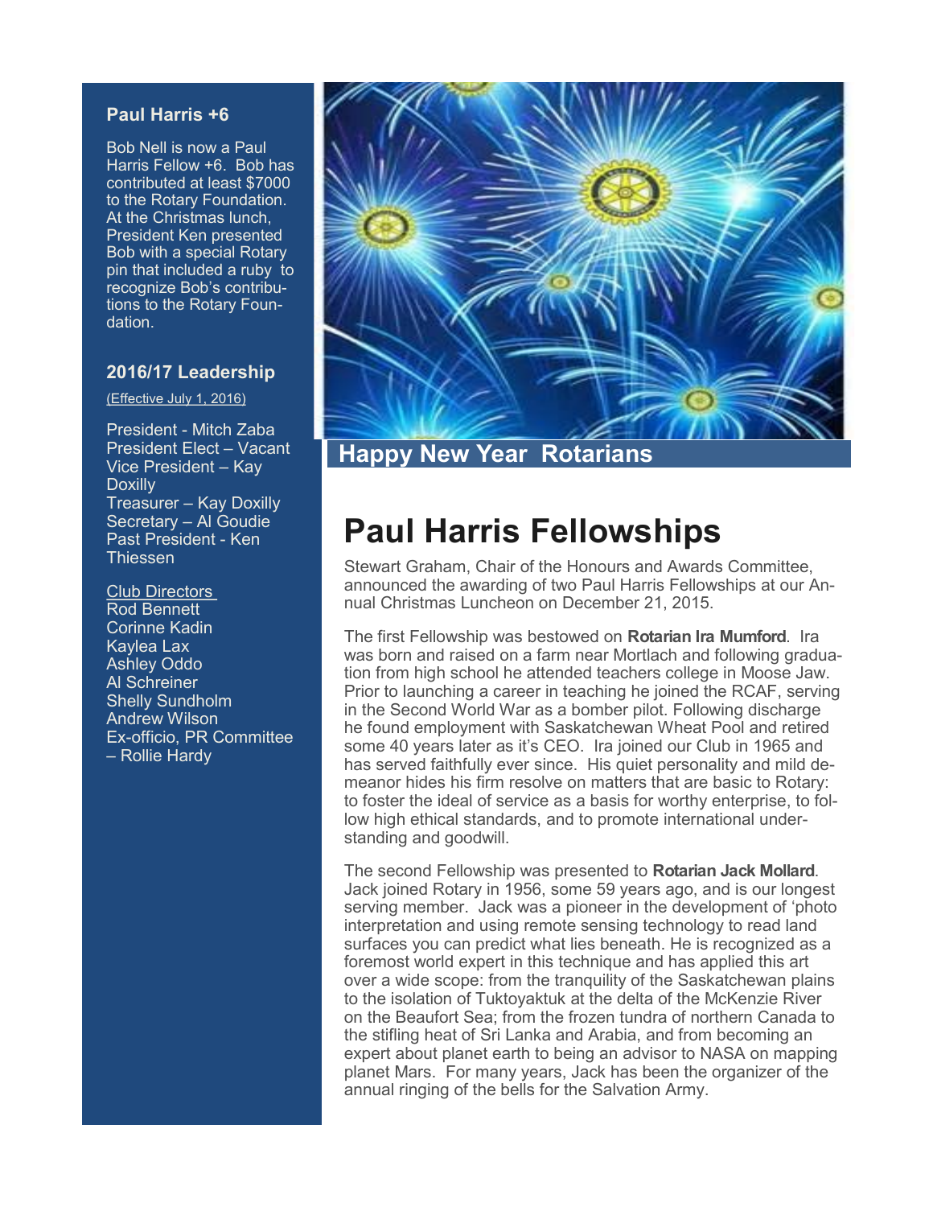## Paul Harris +6

Bob Nell is now a Paul Harris Fellow +6. Bob has contributed at least $7000 to the Rotary Foundation. At the Christmas lunch, President Ken presented Bob with a special Rotary pin that included a ruby to recognize Bob's contributions to the Rotary Foundation.

## 2016/17 Leadership

(Effective July 1, 2016)

President - Mitch Zaba
President Elect – Vacant
Vice President – Kay Doxilly
Treasurer – Kay Doxilly
Secretary – Al Goudie
Past President - Ken Thiessen

Club Directors
Rod Bennett
Corinne Kadin
Kaylea Lax
Ashley Oddo
Al Schreiner
Shelly Sundholm
Andrew Wilson
Ex-officio, PR Committee – Rollie Hardy

## Happy New Year Rotarians

# Paul Harris Fellowships

Stewart Graham, Chair of the Honours and Awards Committee, announced the awarding of two Paul Harris Fellowships at our Annual Christmas Luncheon on December 21, 2015.

The first Fellowship was bestowed on **Rotarian Ira Mumford**. Ira was born and raised on a farm near Mortlach and following graduation from high school he attended teachers college in Moose Jaw. Prior to launching a career in teaching he joined the RCAF, serving in the Second World War as a bomber pilot. Following discharge he found employment with Saskatchewan Wheat Pool and retired some 40 years later as it's CEO. Ira joined our Club in 1965 and has served faithfully ever since. His quiet personality and mild demeanor hides his firm resolve on matters that are basic to Rotary: to foster the ideal of service as a basis for worthy enterprise, to follow high ethical standards, and to promote international understanding and goodwill.

The second Fellowship was presented to **Rotarian Jack Mollard**. Jack joined Rotary in 1956, some 59 years ago, and is our longest serving member. Jack was a pioneer in the development of 'photo interpretation and using remote sensing technology to read land surfaces you can predict what lies beneath. He is recognized as a foremost world expert in this technique and has applied this art over a wide scope: from the tranquility of the Saskatchewan plains to the isolation of Tuktoyaktuk at the delta of the McKenzie River on the Beaufort Sea; from the frozen tundra of northern Canada to the stifling heat of Sri Lanka and Arabia, and from becoming an expert about planet earth to being an advisor to NASA on mapping planet Mars. For many years, Jack has been the organizer of the annual ringing of the bells for the Salvation Army.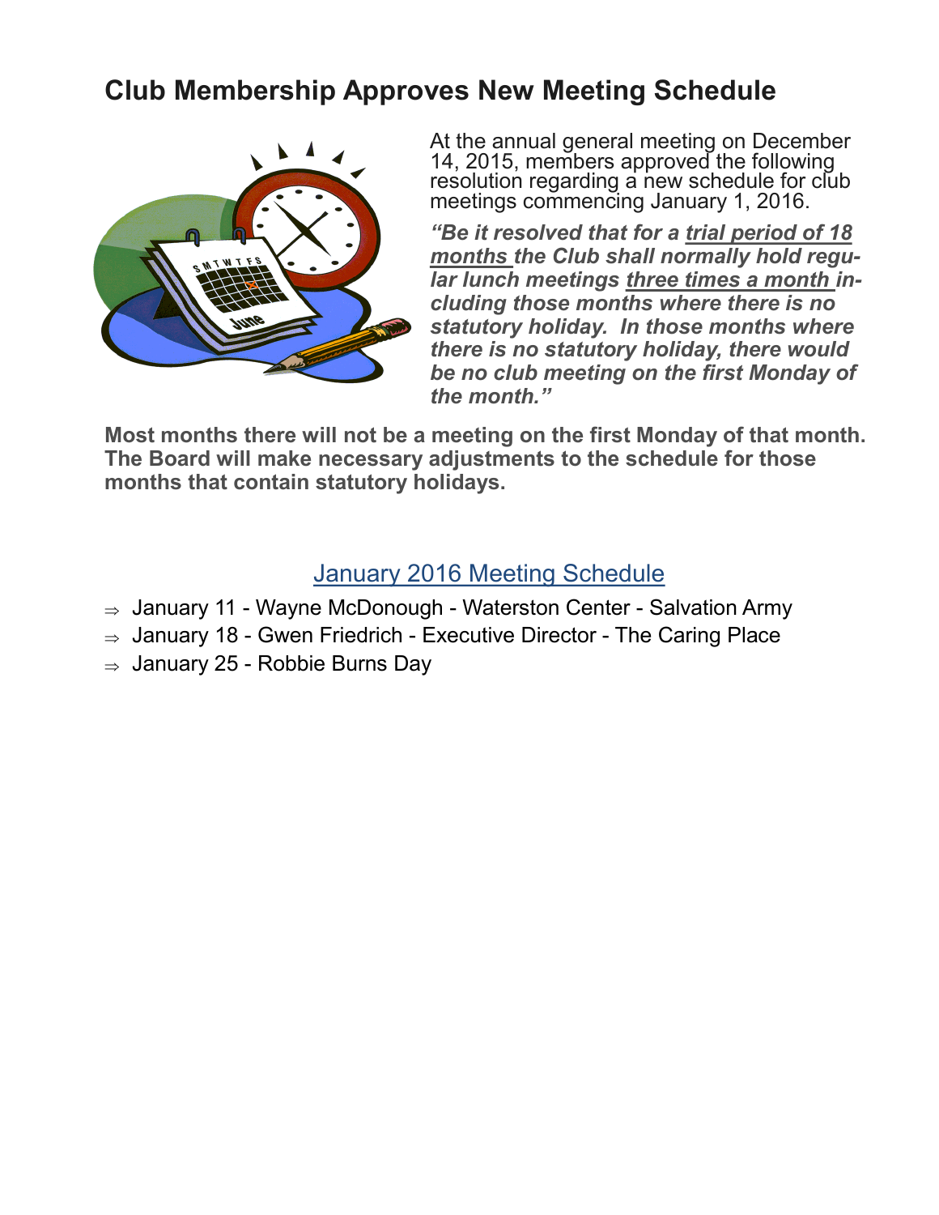# Club Membership Approves New Meeting Schedule

At the annual general meeting on December 14, 2015, members approved the following resolution regarding a new schedule for club meetings commencing January 1, 2016.

***"Be it resolved that for a trial period of 18 months the Club shall normally hold regular lunch meetings three times a month including those months where there is no statutory holiday. In those months where there is no statutory holiday, there would be no club meeting on the first Monday of the month."***

**Most months there will not be a meeting on the first Monday of that month. The Board will make necessary adjustments to the schedule for those months that contain statutory holidays.**

## January 2016 Meeting Schedule

- January 11 - Wayne McDonough - Waterston Center - Salvation Army
- January 18 - Gwen Friedrich - Executive Director - The Caring Place
- January 25 - Robbie Burns Day